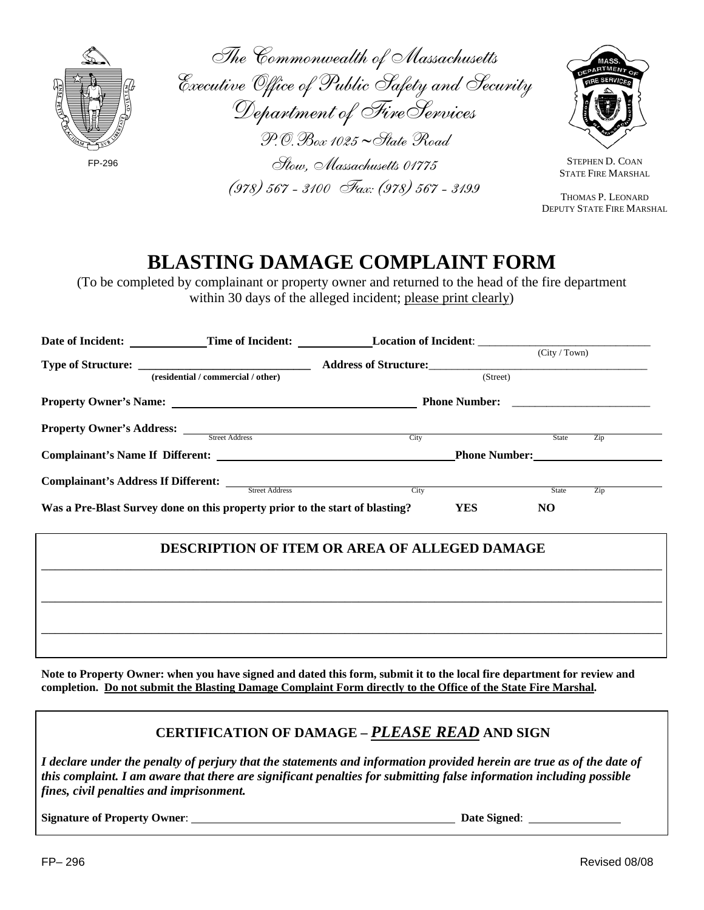The Commonwealth of Massachusetts
Executive Office of Public Safety and Security
Department of Fire Services
P.O. Box 1025 ~ State Road
Stow, Massachusetts 01775
(978) 567 - 3100 Fax: (978) 567 - 3199

FP-296

STEPHEN D. COAN
STATE FIRE MARSHAL

THOMAS P. LEONARD
DEPUTY STATE FIRE MARSHAL

# BLASTING DAMAGE COMPLAINT FORM

(To be completed by complainant or property owner and returned to the head of the fire department within 30 days of the alleged incident; please print clearly)

**Date of Incident:** ____________ **Time of Incident:** ____________ **Location of Incident**: ______________________________ (City / Town)

**Type of Structure:** ______________________________ (residential / commercial / other) **Address of Structure:** ______________________________ (Street)

**Property Owner's Name:** ________________________________________ **Phone Number:** ________________________

**Property Owner's Address:** ____________________ Street Address ____________________ City ____________ State ______ Zip ______

**Complainant's Name If Different:** ________________________________________ **Phone Number:** ________________________

**Complainant's Address If Different:** ____________________ Street Address ____________________ City ____________ State ______ Zip ______

**Was a Pre-Blast Survey done on this property prior to the start of blasting?** **YES** **NO**

## DESCRIPTION OF ITEM OR AREA OF ALLEGED DAMAGE

________________________________________________________________________________

________________________________________________________________________________

________________________________________________________________________________

**Note to Property Owner: when you have signed and dated this form, submit it to the local fire department for review and completion. Do not submit the Blasting Damage Complaint Form directly to the Office of the State Fire Marshal.**

## CERTIFICATION OF DAMAGE – *PLEASE READ* AND SIGN

***I declare under the penalty of perjury that the statements and information provided herein are true as of the date of this complaint. I am aware that there are significant penalties for submitting false information including possible fines, civil penalties and imprisonment.***

**Signature of Property Owner**: ________________________________________ **Date Signed**: ________________

FP– 296 Revised 08/08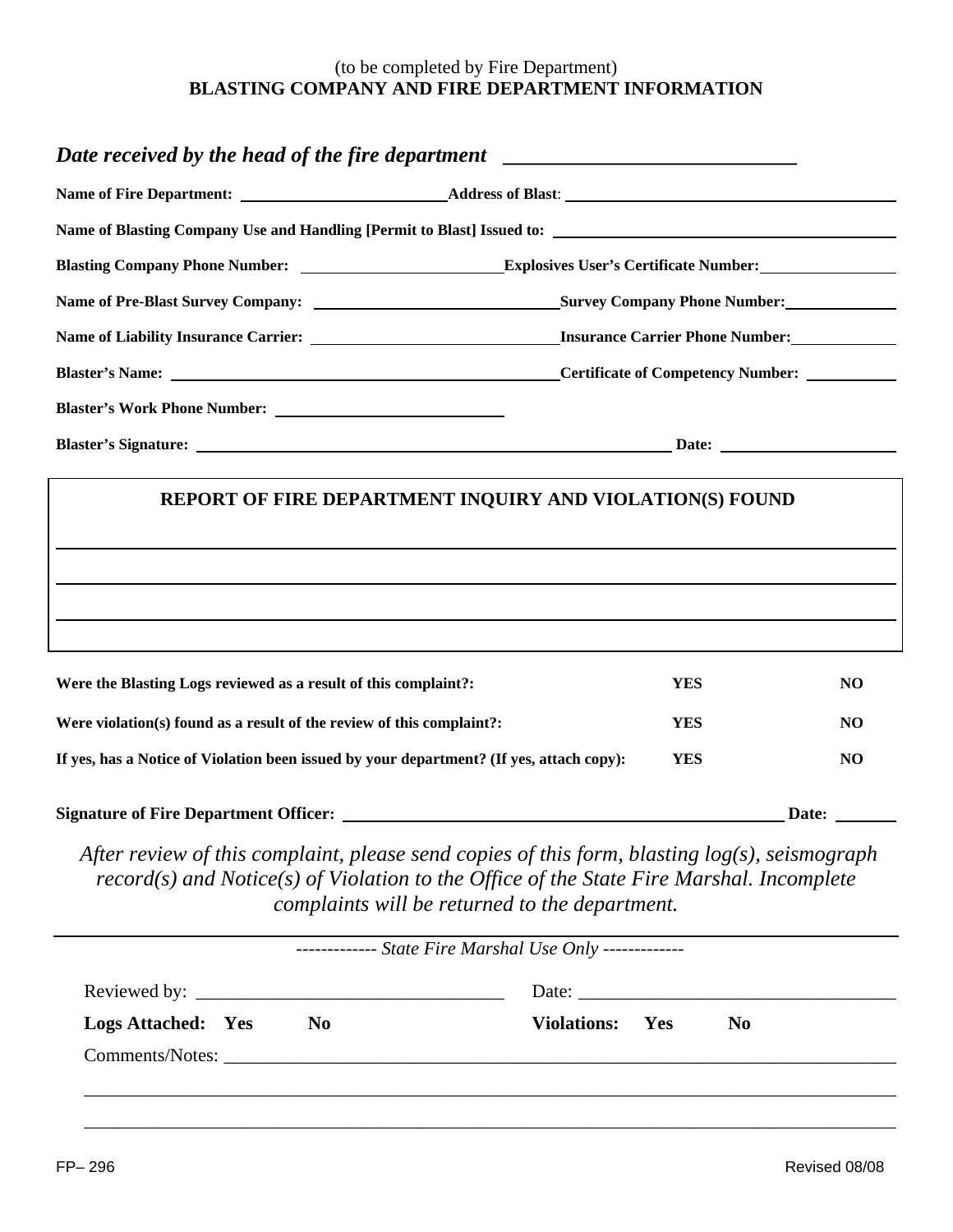(to be completed by Fire Department)

## BLASTING COMPANY AND FIRE DEPARTMENT INFORMATION

***Date received by the head of the fire department*** ____________________________

**Name of Fire Department:** ________________________ **Address of Blast**: ________________________________________

**Name of Blasting Company Use and Handling [Permit to Blast] Issued to:** ________________________________________

**Blasting Company Phone Number:** ________________________ **Explosives User's Certificate Number:** ________________

**Name of Pre-Blast Survey Company:** ____________________________ **Survey Company Phone Number:** ____________

**Name of Liability Insurance Carrier:** ____________________________ **Insurance Carrier Phone Number:** ____________

**Blaster's Name:** ______________________________________________ **Certificate of Competency Number:** __________

**Blaster's Work Phone Number:** ____________________________

**Blaster's Signature:** __________________________________________________________ **Date:** ____________________

### REPORT OF FIRE DEPARTMENT INQUIRY AND VIOLATION(S) FOUND

______________________________________________________________________________

______________________________________________________________________________

______________________________________________________________________________

| | | |
|---|---|---|
| **Were the Blasting Logs reviewed as a result of this complaint?:** | **YES** | **NO** |
| **Were violation(s) found as a result of the review of this complaint?:** | **YES** | **NO** |
| **If yes, has a Notice of Violation been issued by your department? (If yes, attach copy):** | **YES** | **NO** |

**Signature of Fire Department Officer:** ____________________________________________________ **Date:** ________

*After review of this complaint, please send copies of this form, blasting log(s), seismograph record(s) and Notice(s) of Violation to the Office of the State Fire Marshal. Incomplete complaints will be returned to the department.*

------------- *State Fire Marshal Use Only* -------------

Reviewed by: _________________________________ Date: ___________________________________

**Logs Attached: Yes No** **Violations: Yes No**

Comments/Notes: ___________________________________________________________________________

______________________________________________________________________________

______________________________________________________________________________

FP– 296 Revised 08/08